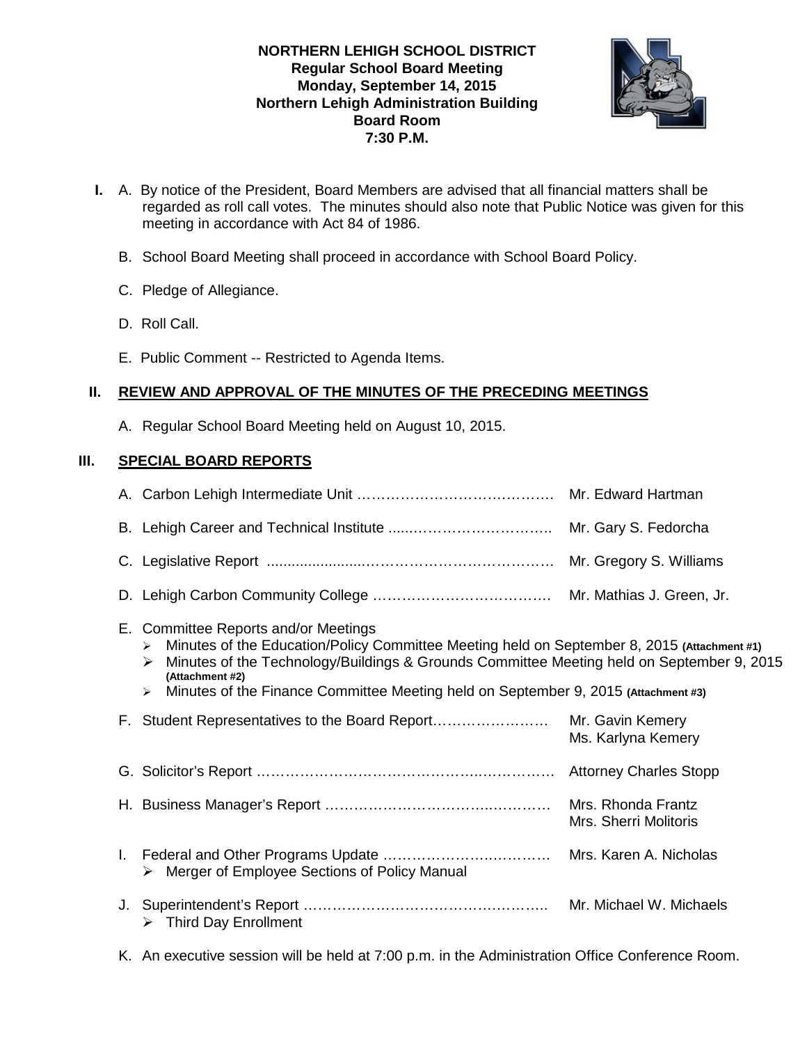**NORTHERN LEHIGH SCHOOL DISTRICT**
**Regular School Board Meeting**
**Monday, September 14, 2015**
**Northern Lehigh Administration Building**
**Board Room**
**7:30 P.M.**

**I.** A. By notice of the President, Board Members are advised that all financial matters shall be regarded as roll call votes. The minutes should also note that Public Notice was given for this meeting in accordance with Act 84 of 1986.

B. School Board Meeting shall proceed in accordance with School Board Policy.

C. Pledge of Allegiance.

D. Roll Call.

E. Public Comment -- Restricted to Agenda Items.

## II. REVIEW AND APPROVAL OF THE MINUTES OF THE PRECEDING MEETINGS

A. Regular School Board Meeting held on August 10, 2015.

## III. SPECIAL BOARD REPORTS

A. Carbon Lehigh Intermediate Unit …………………………………… Mr. Edward Hartman

B. Lehigh Career and Technical Institute ......………………………….. Mr. Gary S. Fedorcha

C. Legislative Report .......................………………………………… Mr. Gregory S. Williams

D. Lehigh Carbon Community College ………………………………. Mr. Mathias J. Green, Jr.

E. Committee Reports and/or Meetings
- Minutes of the Education/Policy Committee Meeting held on September 8, 2015 **(Attachment #1)**
- Minutes of the Technology/Buildings & Grounds Committee Meeting held on September 9, 2015 **(Attachment #2)**
- Minutes of the Finance Committee Meeting held on September 9, 2015 **(Attachment #3)**

F. Student Representatives to the Board Report…………………… Mr. Gavin Kemery
Ms. Karlyna Kemery

G. Solicitor's Report ……………………………………….……………. Attorney Charles Stopp

H. Business Manager's Report ………………………………..………. Mrs. Rhonda Frantz
Mrs. Sherri Molitoris

I. Federal and Other Programs Update ……………….….………… Mrs. Karen A. Nicholas
- Merger of Employee Sections of Policy Manual

J. Superintendent's Report ………………………………………….. Mr. Michael W. Michaels
- Third Day Enrollment

K. An executive session will be held at 7:00 p.m. in the Administration Office Conference Room.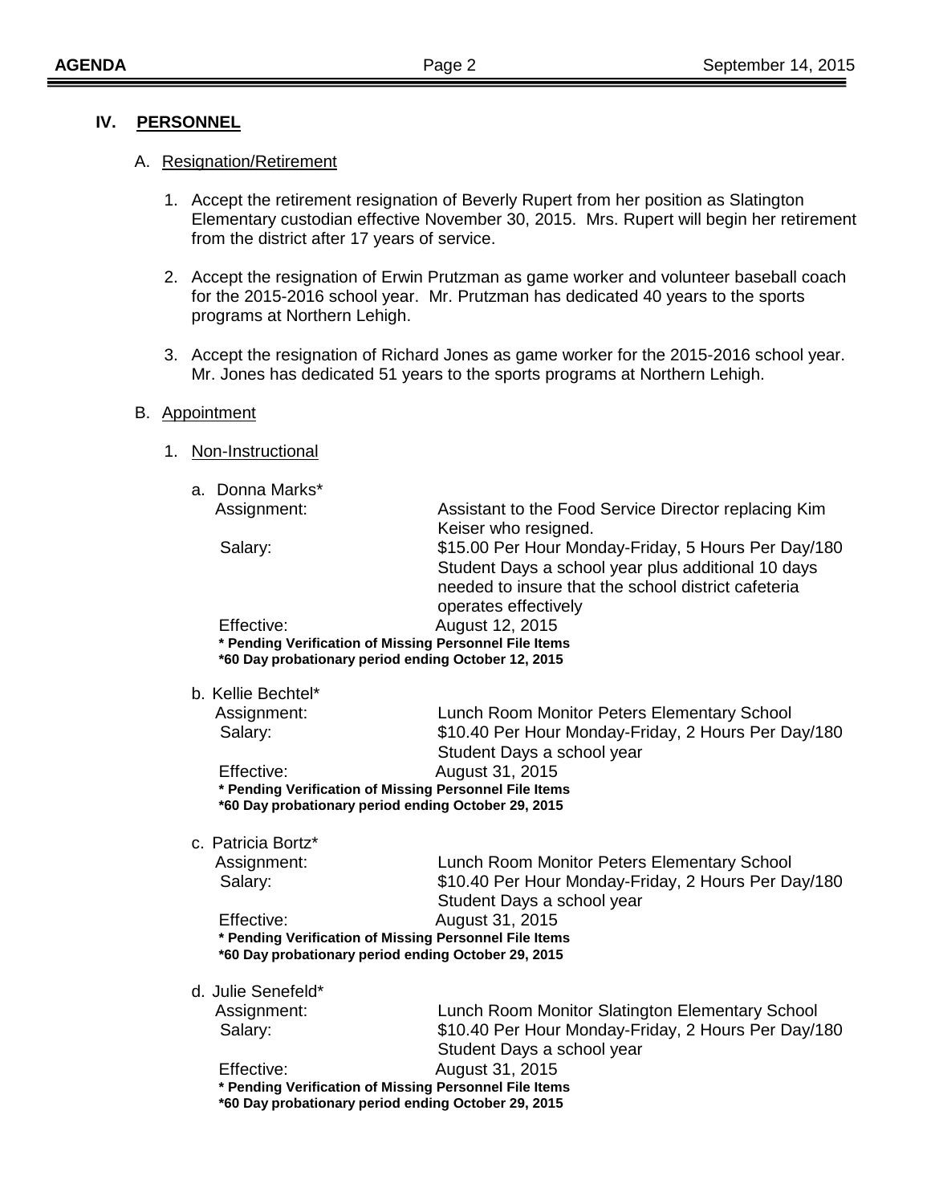## IV. PERSONNEL

A. Resignation/Retirement

1. Accept the retirement resignation of Beverly Rupert from her position as Slatington Elementary custodian effective November 30, 2015. Mrs. Rupert will begin her retirement from the district after 17 years of service.

2. Accept the resignation of Erwin Prutzman as game worker and volunteer baseball coach for the 2015-2016 school year. Mr. Prutzman has dedicated 40 years to the sports programs at Northern Lehigh.

3. Accept the resignation of Richard Jones as game worker for the 2015-2016 school year. Mr. Jones has dedicated 51 years to the sports programs at Northern Lehigh.

B. Appointment

1. Non-Instructional

a. Donna Marks*

Assignment: Assistant to the Food Service Director replacing Kim Keiser who resigned.

Salary: $15.00 Per Hour Monday-Friday, 5 Hours Per Day/180 Student Days a school year plus additional 10 days needed to insure that the school district cafeteria operates effectively

Effective: August 12, 2015

**\* Pending Verification of Missing Personnel File Items**
**\*60 Day probationary period ending October 12, 2015**

b. Kellie Bechtel*

Assignment: Lunch Room Monitor Peters Elementary School

Salary: $10.40 Per Hour Monday-Friday, 2 Hours Per Day/180 Student Days a school year

Effective: August 31, 2015

**\* Pending Verification of Missing Personnel File Items**
**\*60 Day probationary period ending October 29, 2015**

c. Patricia Bortz*

Assignment: Lunch Room Monitor Peters Elementary School

Salary: $10.40 Per Hour Monday-Friday, 2 Hours Per Day/180 Student Days a school year

Effective: August 31, 2015

**\* Pending Verification of Missing Personnel File Items**
**\*60 Day probationary period ending October 29, 2015**

d. Julie Senefeld*

Assignment: Lunch Room Monitor Slatington Elementary School

Salary: $10.40 Per Hour Monday-Friday, 2 Hours Per Day/180 Student Days a school year

Effective: August 31, 2015

**\* Pending Verification of Missing Personnel File Items**
**\*60 Day probationary period ending October 29, 2015**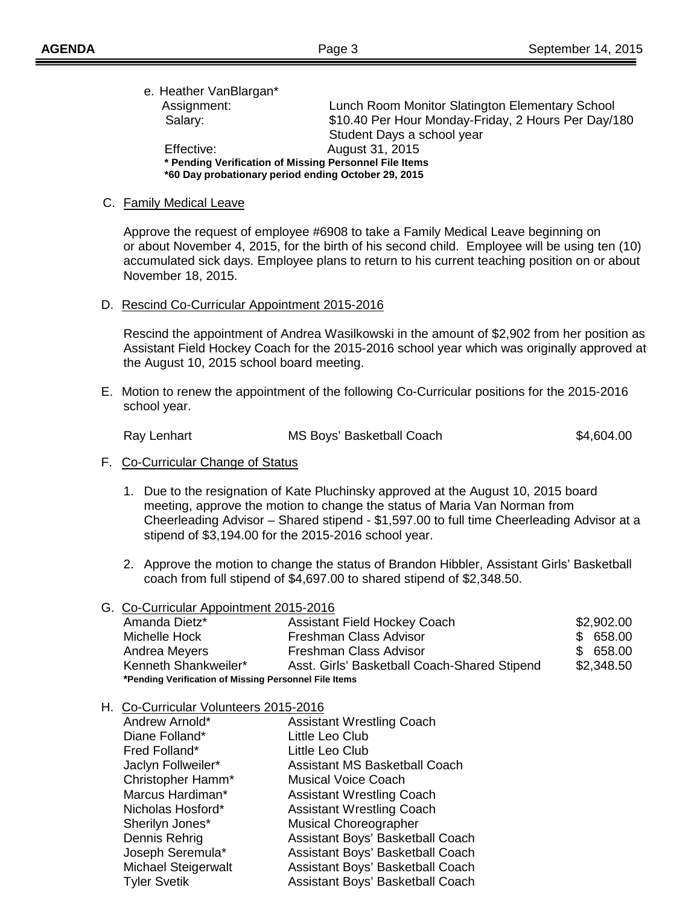e. Heather VanBlargan*

| | |
|---|---|
| Assignment: | Lunch Room Monitor Slatington Elementary School |
| Salary: | $10.40 Per Hour Monday-Friday, 2 Hours Per Day/180 Student Days a school year |
| Effective: | August 31, 2015 |

**\* Pending Verification of Missing Personnel File Items**
**\*60 Day probationary period ending October 29, 2015**

C. Family Medical Leave

Approve the request of employee #6908 to take a Family Medical Leave beginning on or about November 4, 2015, for the birth of his second child. Employee will be using ten (10) accumulated sick days. Employee plans to return to his current teaching position on or about November 18, 2015.

D. Rescind Co-Curricular Appointment 2015-2016

Rescind the appointment of Andrea Wasilkowski in the amount of $2,902 from her position as Assistant Field Hockey Coach for the 2015-2016 school year which was originally approved at the August 10, 2015 school board meeting.

E. Motion to renew the appointment of the following Co-Curricular positions for the 2015-2016 school year.

| | | |
|---|---|---|
| Ray Lenhart | MS Boys' Basketball Coach | $4,604.00 |

F. Co-Curricular Change of Status

1. Due to the resignation of Kate Pluchinsky approved at the August 10, 2015 board meeting, approve the motion to change the status of Maria Van Norman from Cheerleading Advisor – Shared stipend - $1,597.00 to full time Cheerleading Advisor at a stipend of $3,194.00 for the 2015-2016 school year.

2. Approve the motion to change the status of Brandon Hibbler, Assistant Girls' Basketball coach from full stipend of $4,697.00 to shared stipend of $2,348.50.

G. Co-Curricular Appointment 2015-2016

| | | |
|---|---|---|
| Amanda Dietz* | Assistant Field Hockey Coach | $2,902.00 |
| Michelle Hock | Freshman Class Advisor | $ 658.00 |
| Andrea Meyers | Freshman Class Advisor | $ 658.00 |
| Kenneth Shankweiler* | Asst. Girls' Basketball Coach-Shared Stipend | $2,348.50 |

**\*Pending Verification of Missing Personnel File Items**

H. Co-Curricular Volunteers 2015-2016

| | |
|---|---|
| Andrew Arnold* | Assistant Wrestling Coach |
| Diane Folland* | Little Leo Club |
| Fred Folland* | Little Leo Club |
| Jaclyn Follweiler* | Assistant MS Basketball Coach |
| Christopher Hamm* | Musical Voice Coach |
| Marcus Hardiman* | Assistant Wrestling Coach |
| Nicholas Hosford* | Assistant Wrestling Coach |
| Sherilyn Jones* | Musical Choreographer |
| Dennis Rehrig | Assistant Boys' Basketball Coach |
| Joseph Seremula* | Assistant Boys' Basketball Coach |
| Michael Steigerwalt | Assistant Boys' Basketball Coach |
| Tyler Svetik | Assistant Boys' Basketball Coach |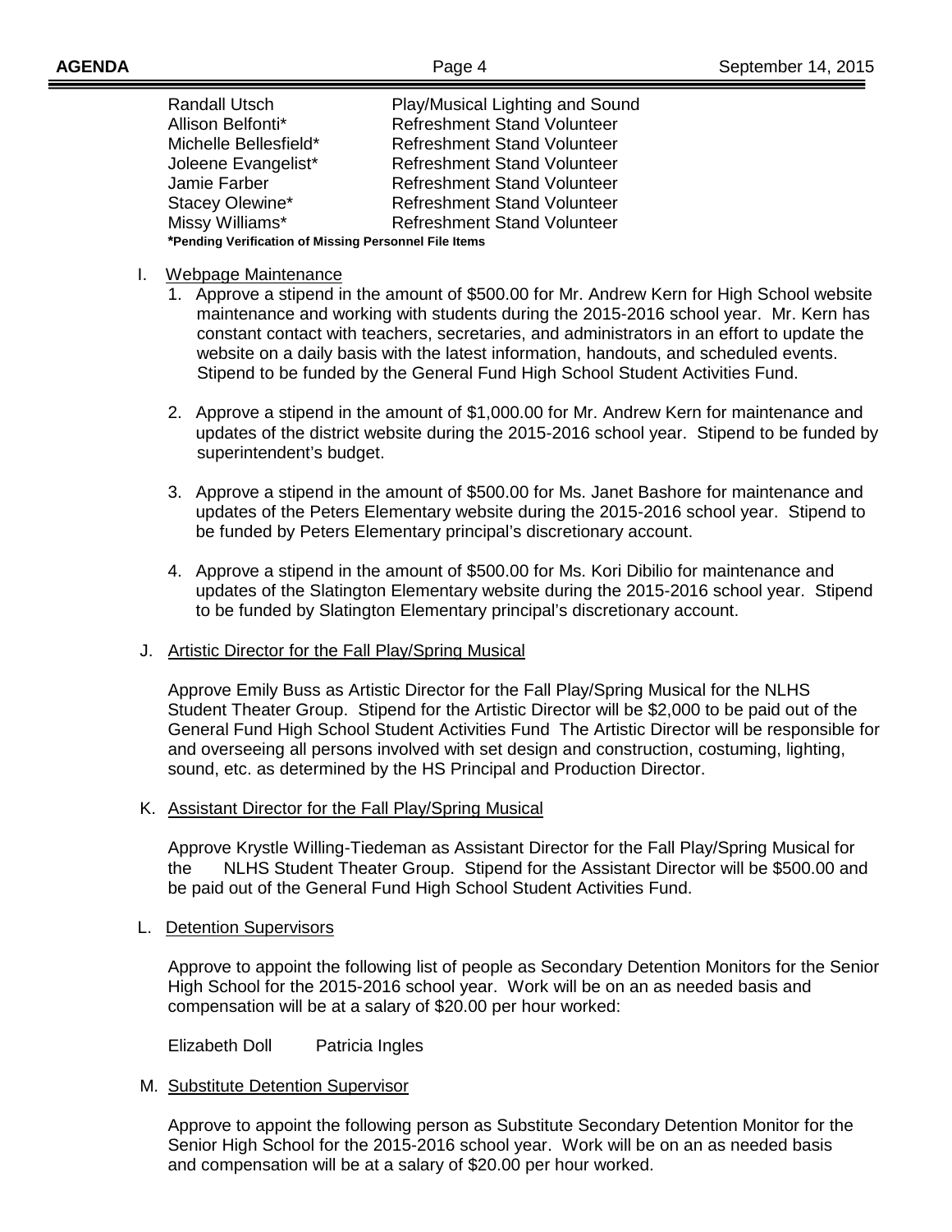| | |
|---|---|
| Randall Utsch | Play/Musical Lighting and Sound |
| Allison Belfonti* | Refreshment Stand Volunteer |
| Michelle Bellesfield* | Refreshment Stand Volunteer |
| Joleene Evangelist* | Refreshment Stand Volunteer |
| Jamie Farber | Refreshment Stand Volunteer |
| Stacey Olewine* | Refreshment Stand Volunteer |
| Missy Williams* | Refreshment Stand Volunteer |

***Pending Verification of Missing Personnel File Items**

I. Webpage Maintenance

1. Approve a stipend in the amount of $500.00 for Mr. Andrew Kern for High School website maintenance and working with students during the 2015-2016 school year. Mr. Kern has constant contact with teachers, secretaries, and administrators in an effort to update the website on a daily basis with the latest information, handouts, and scheduled events. Stipend to be funded by the General Fund High School Student Activities Fund.

2. Approve a stipend in the amount of $1,000.00 for Mr. Andrew Kern for maintenance and updates of the district website during the 2015-2016 school year. Stipend to be funded by superintendent's budget.

3. Approve a stipend in the amount of $500.00 for Ms. Janet Bashore for maintenance and updates of the Peters Elementary website during the 2015-2016 school year. Stipend to be funded by Peters Elementary principal's discretionary account.

4. Approve a stipend in the amount of $500.00 for Ms. Kori Dibilio for maintenance and updates of the Slatington Elementary website during the 2015-2016 school year. Stipend to be funded by Slatington Elementary principal's discretionary account.

J. Artistic Director for the Fall Play/Spring Musical

Approve Emily Buss as Artistic Director for the Fall Play/Spring Musical for the NLHS Student Theater Group. Stipend for the Artistic Director will be $2,000 to be paid out of the General Fund High School Student Activities Fund The Artistic Director will be responsible for and overseeing all persons involved with set design and construction, costuming, lighting, sound, etc. as determined by the HS Principal and Production Director.

K. Assistant Director for the Fall Play/Spring Musical

Approve Krystle Willing-Tiedeman as Assistant Director for the Fall Play/Spring Musical for the NLHS Student Theater Group. Stipend for the Assistant Director will be $500.00 and be paid out of the General Fund High School Student Activities Fund.

L. Detention Supervisors

Approve to appoint the following list of people as Secondary Detention Monitors for the Senior High School for the 2015-2016 school year. Work will be on an as needed basis and compensation will be at a salary of $20.00 per hour worked:

Elizabeth Doll    Patricia Ingles

M. Substitute Detention Supervisor

Approve to appoint the following person as Substitute Secondary Detention Monitor for the Senior High School for the 2015-2016 school year. Work will be on an as needed basis and compensation will be at a salary of $20.00 per hour worked.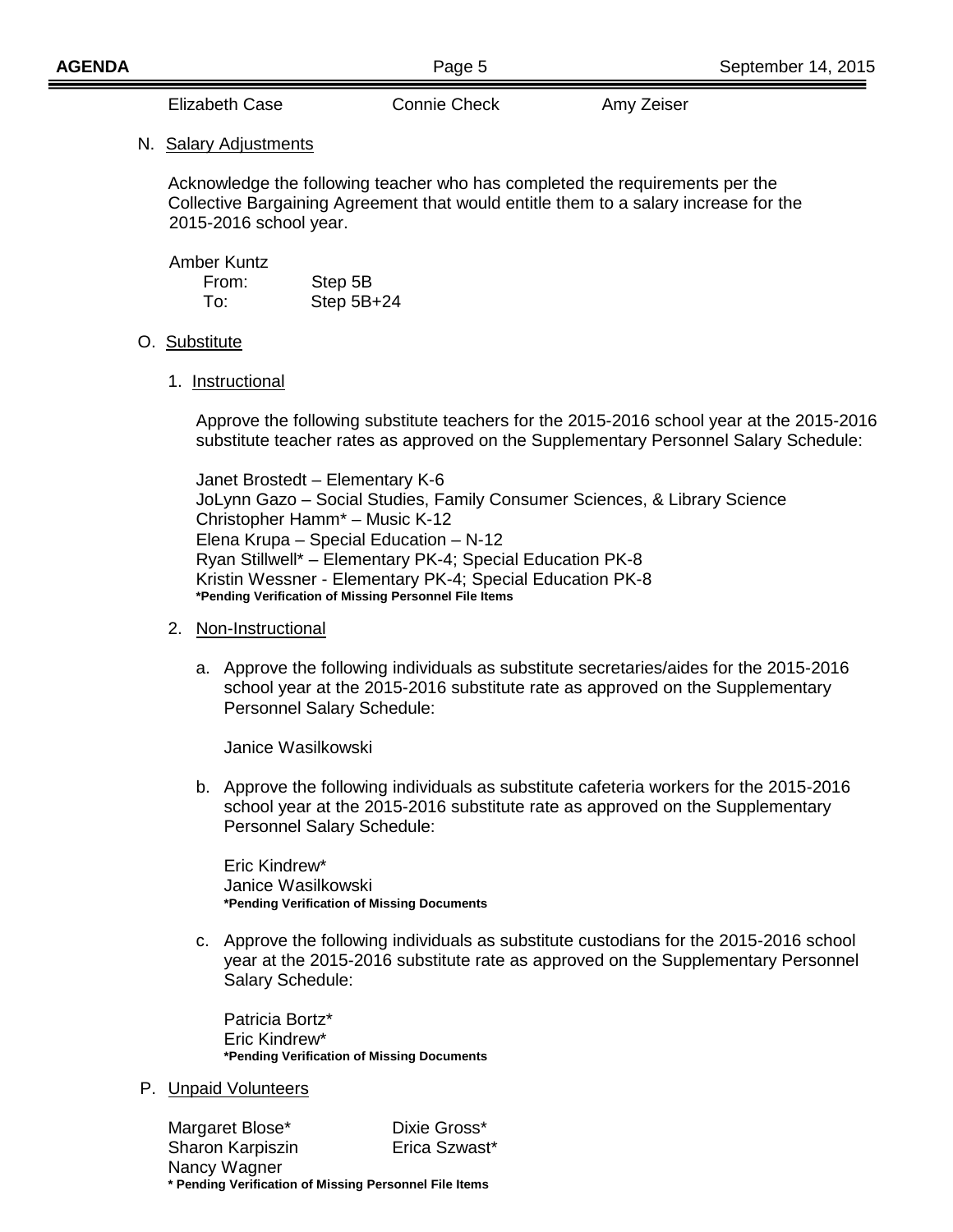Elizabeth Case    Connie Check    Amy Zeiser

N. Salary Adjustments

Acknowledge the following teacher who has completed the requirements per the Collective Bargaining Agreement that would entitle them to a salary increase for the 2015-2016 school year.

Amber Kuntz
From: Step 5B
To: Step 5B+24

O. Substitute

1. Instructional

Approve the following substitute teachers for the 2015-2016 school year at the 2015-2016 substitute teacher rates as approved on the Supplementary Personnel Salary Schedule:

Janet Brostedt – Elementary K-6
JoLynn Gazo – Social Studies, Family Consumer Sciences, & Library Science
Christopher Hamm* – Music K-12
Elena Krupa – Special Education – N-12
Ryan Stillwell* – Elementary PK-4; Special Education PK-8
Kristin Wessner - Elementary PK-4; Special Education PK-8
**\*Pending Verification of Missing Personnel File Items**

2. Non-Instructional

a. Approve the following individuals as substitute secretaries/aides for the 2015-2016 school year at the 2015-2016 substitute rate as approved on the Supplementary Personnel Salary Schedule:

Janice Wasilkowski

b. Approve the following individuals as substitute cafeteria workers for the 2015-2016 school year at the 2015-2016 substitute rate as approved on the Supplementary Personnel Salary Schedule:

Eric Kindrew*
Janice Wasilkowski
**\*Pending Verification of Missing Documents**

c. Approve the following individuals as substitute custodians for the 2015-2016 school year at the 2015-2016 substitute rate as approved on the Supplementary Personnel Salary Schedule:

Patricia Bortz*
Eric Kindrew*
**\*Pending Verification of Missing Documents**

P. Unpaid Volunteers

Margaret Blose*    Dixie Gross*
Sharon Karpiszin    Erica Szwast*
Nancy Wagner
**\* Pending Verification of Missing Personnel File Items**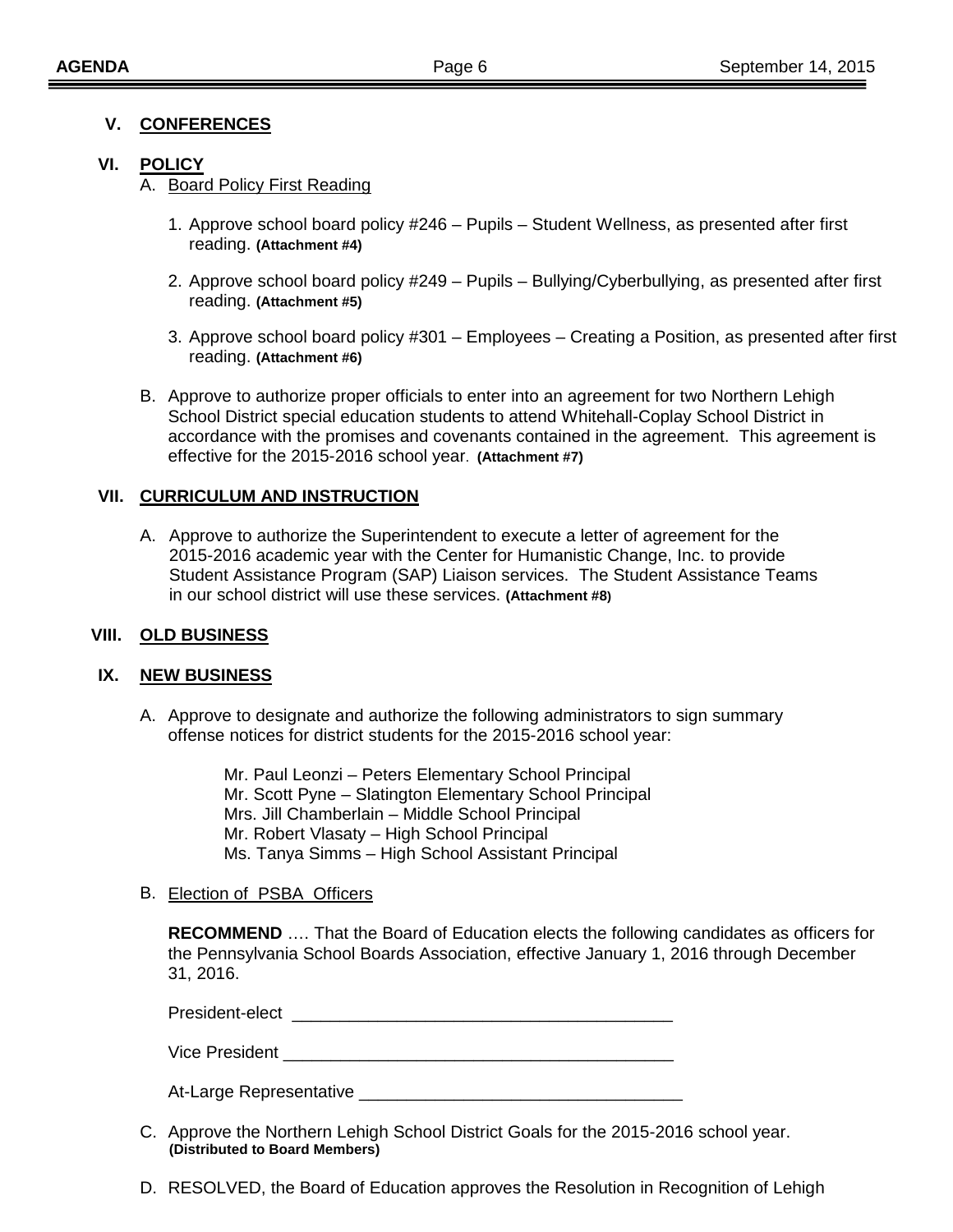## V. CONFERENCES

## VI. POLICY

A. Board Policy First Reading

1. Approve school board policy #246 – Pupils – Student Wellness, as presented after first reading. **(Attachment #4)**

2. Approve school board policy #249 – Pupils – Bullying/Cyberbullying, as presented after first reading. **(Attachment #5)**

3. Approve school board policy #301 – Employees – Creating a Position, as presented after first reading. **(Attachment #6)**

B. Approve to authorize proper officials to enter into an agreement for two Northern Lehigh School District special education students to attend Whitehall-Coplay School District in accordance with the promises and covenants contained in the agreement. This agreement is effective for the 2015-2016 school year. **(Attachment #7)**

## VII. CURRICULUM AND INSTRUCTION

A. Approve to authorize the Superintendent to execute a letter of agreement for the 2015-2016 academic year with the Center for Humanistic Change, Inc. to provide Student Assistance Program (SAP) Liaison services. The Student Assistance Teams in our school district will use these services. **(Attachment #8)**

## VIII. OLD BUSINESS

## IX. NEW BUSINESS

A. Approve to designate and authorize the following administrators to sign summary offense notices for district students for the 2015-2016 school year:

Mr. Paul Leonzi – Peters Elementary School Principal
Mr. Scott Pyne – Slatington Elementary School Principal
Mrs. Jill Chamberlain – Middle School Principal
Mr. Robert Vlasaty – High School Principal
Ms. Tanya Simms – High School Assistant Principal

B. Election of PSBA Officers

**RECOMMEND** …. That the Board of Education elects the following candidates as officers for the Pennsylvania School Boards Association, effective January 1, 2016 through December 31, 2016.

President-elect ________________________________________

Vice President ________________________________________

At-Large Representative __________________________________

C. Approve the Northern Lehigh School District Goals for the 2015-2016 school year. **(Distributed to Board Members)**

D. RESOLVED, the Board of Education approves the Resolution in Recognition of Lehigh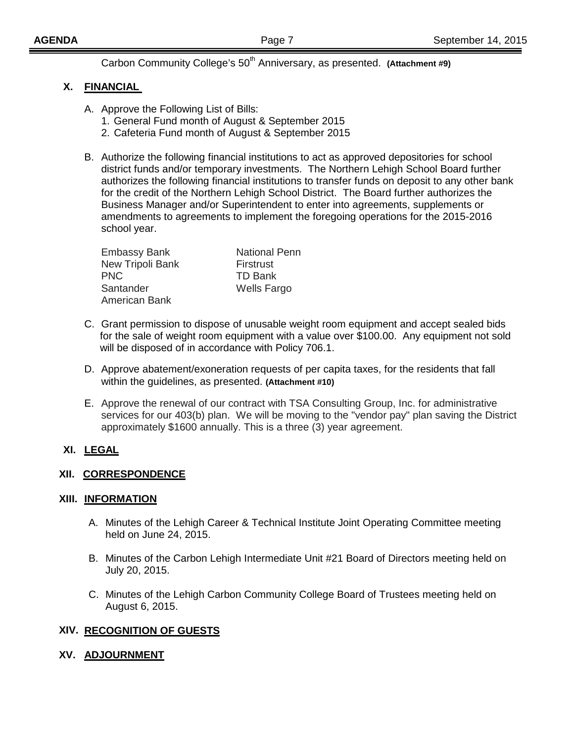Carbon Community College's 50th Anniversary, as presented. **(Attachment #9)**

## X. FINANCIAL

A. Approve the Following List of Bills:
   1. General Fund month of August & September 2015
   2. Cafeteria Fund month of August & September 2015

B. Authorize the following financial institutions to act as approved depositories for school district funds and/or temporary investments. The Northern Lehigh School Board further authorizes the following financial institutions to transfer funds on deposit to any other bank for the credit of the Northern Lehigh School District. The Board further authorizes the Business Manager and/or Superintendent to enter into agreements, supplements or amendments to agreements to implement the foregoing operations for the 2015-2016 school year.

| | |
|---|---|
| Embassy Bank | National Penn |
| New Tripoli Bank | Firstrust |
| PNC | TD Bank |
| Santander | Wells Fargo |
| American Bank | |

C. Grant permission to dispose of unusable weight room equipment and accept sealed bids for the sale of weight room equipment with a value over $100.00. Any equipment not sold will be disposed of in accordance with Policy 706.1.

D. Approve abatement/exoneration requests of per capita taxes, for the residents that fall within the guidelines, as presented. **(Attachment #10)**

E. Approve the renewal of our contract with TSA Consulting Group, Inc. for administrative services for our 403(b) plan. We will be moving to the "vendor pay" plan saving the District approximately $1600 annually. This is a three (3) year agreement.

## XI. LEGAL

## XII. CORRESPONDENCE

## XIII. INFORMATION

A. Minutes of the Lehigh Career & Technical Institute Joint Operating Committee meeting held on June 24, 2015.

B. Minutes of the Carbon Lehigh Intermediate Unit #21 Board of Directors meeting held on July 20, 2015.

C. Minutes of the Lehigh Carbon Community College Board of Trustees meeting held on August 6, 2015.

## XIV. RECOGNITION OF GUESTS

## XV. ADJOURNMENT